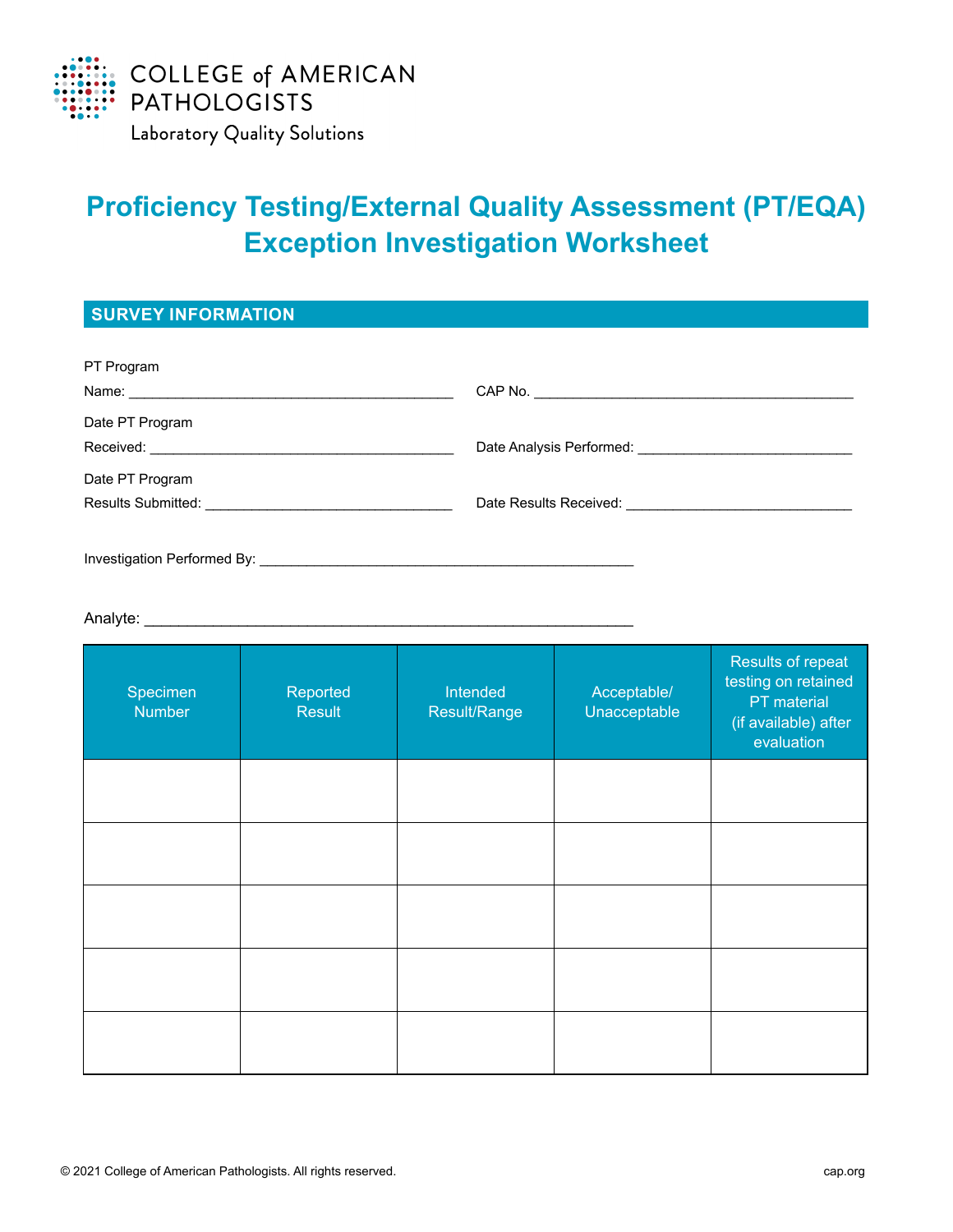COLLEGE of AMERICAN PATHOLOGISTS
Laboratory Quality Solutions

# Proficiency Testing/External Quality Assessment (PT/EQA) Exception Investigation Worksheet

## SURVEY INFORMATION

PT Program Name: ________________________________________ CAP No. ________________________________________

Date PT Program Received: ________________________________________ Date Analysis Performed: ____________________________

Date PT Program Results Submitted: ________________________________ Date Results Received: ____________________________

Investigation Performed By: ________________________________________________

Analyte: ____________________________________________________________

| Specimen Number | Reported Result | Intended Result/Range | Acceptable/ Unacceptable | Results of repeat testing on retained PT material (if available) after evaluation |
|---|---|---|---|---|
| | | | | |
| | | | | |
| | | | | |
| | | | | |
| | | | | |

© 2021 College of American Pathologists. All rights reserved.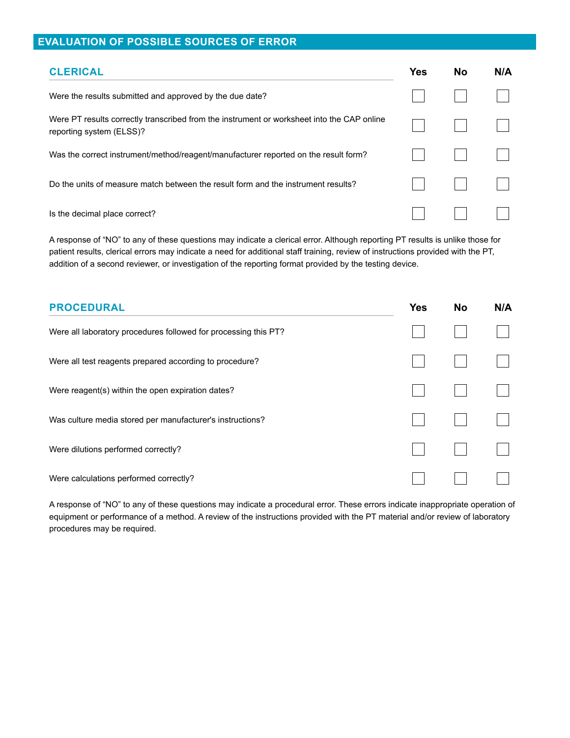## EVALUATION OF POSSIBLE SOURCES OF ERROR

### CLERICAL

| CLERICAL | Yes | No | N/A |
|---|---|---|---|
| Were the results submitted and approved by the due date? | ☐ | ☐ | ☐ |
| Were PT results correctly transcribed from the instrument or worksheet into the CAP online reporting system (ELSS)? | ☐ | ☐ | ☐ |
| Was the correct instrument/method/reagent/manufacturer reported on the result form? | ☐ | ☐ | ☐ |
| Do the units of measure match between the result form and the instrument results? | ☐ | ☐ | ☐ |
| Is the decimal place correct? | ☐ | ☐ | ☐ |

A response of "NO" to any of these questions may indicate a clerical error. Although reporting PT results is unlike those for patient results, clerical errors may indicate a need for additional staff training, review of instructions provided with the PT, addition of a second reviewer, or investigation of the reporting format provided by the testing device.

### PROCEDURAL

| PROCEDURAL | Yes | No | N/A |
|---|---|---|---|
| Were all laboratory procedures followed for processing this PT? | ☐ | ☐ | ☐ |
| Were all test reagents prepared according to procedure? | ☐ | ☐ | ☐ |
| Were reagent(s) within the open expiration dates? | ☐ | ☐ | ☐ |
| Was culture media stored per manufacturer's instructions? | ☐ | ☐ | ☐ |
| Were dilutions performed correctly? | ☐ | ☐ | ☐ |
| Were calculations performed correctly? | ☐ | ☐ | ☐ |

A response of "NO" to any of these questions may indicate a procedural error. These errors indicate inappropriate operation of equipment or performance of a method. A review of the instructions provided with the PT material and/or review of laboratory procedures may be required.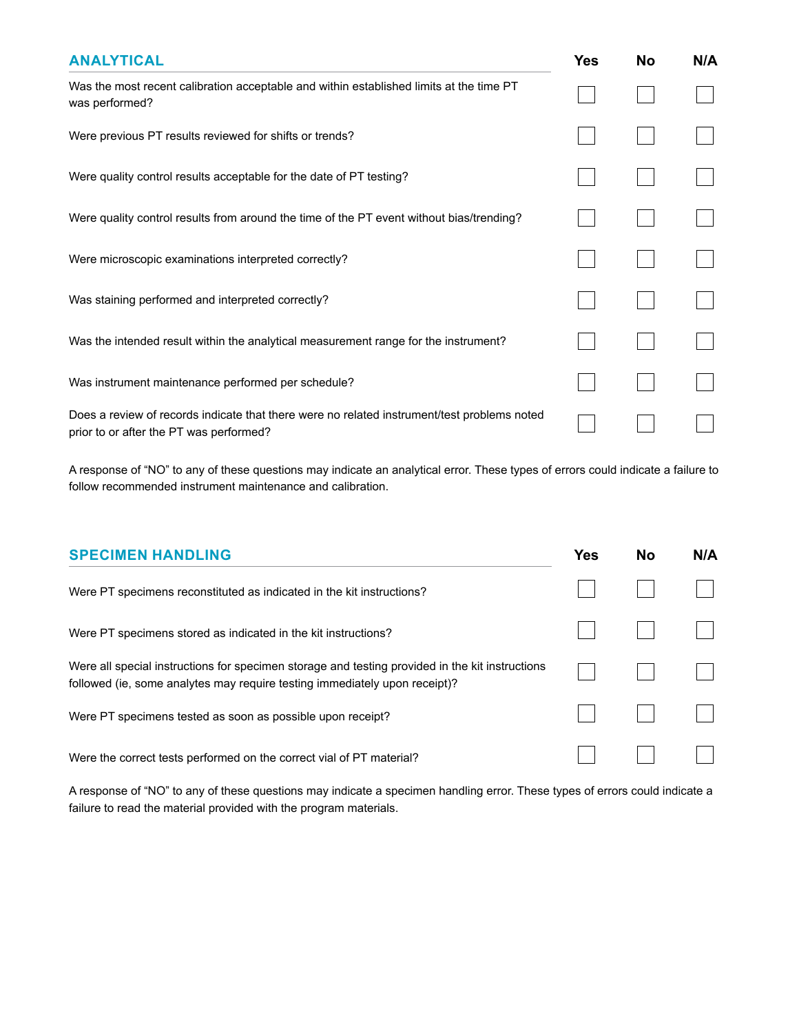## ANALYTICAL

| ANALYTICAL | Yes | No | N/A |
|---|---|---|---|
| Was the most recent calibration acceptable and within established limits at the time PT was performed? | ☐ | ☐ | ☐ |
| Were previous PT results reviewed for shifts or trends? | ☐ | ☐ | ☐ |
| Were quality control results acceptable for the date of PT testing? | ☐ | ☐ | ☐ |
| Were quality control results from around the time of the PT event without bias/trending? | ☐ | ☐ | ☐ |
| Were microscopic examinations interpreted correctly? | ☐ | ☐ | ☐ |
| Was staining performed and interpreted correctly? | ☐ | ☐ | ☐ |
| Was the intended result within the analytical measurement range for the instrument? | ☐ | ☐ | ☐ |
| Was instrument maintenance performed per schedule? | ☐ | ☐ | ☐ |
| Does a review of records indicate that there were no related instrument/test problems noted prior to or after the PT was performed? | ☐ | ☐ | ☐ |

A response of "NO" to any of these questions may indicate an analytical error. These types of errors could indicate a failure to follow recommended instrument maintenance and calibration.

## SPECIMEN HANDLING

| SPECIMEN HANDLING | Yes | No | N/A |
|---|---|---|---|
| Were PT specimens reconstituted as indicated in the kit instructions? | ☐ | ☐ | ☐ |
| Were PT specimens stored as indicated in the kit instructions? | ☐ | ☐ | ☐ |
| Were all special instructions for specimen storage and testing provided in the kit instructions followed (ie, some analytes may require testing immediately upon receipt)? | ☐ | ☐ | ☐ |
| Were PT specimens tested as soon as possible upon receipt? | ☐ | ☐ | ☐ |
| Were the correct tests performed on the correct vial of PT material? | ☐ | ☐ | ☐ |

A response of "NO" to any of these questions may indicate a specimen handling error. These types of errors could indicate a failure to read the material provided with the program materials.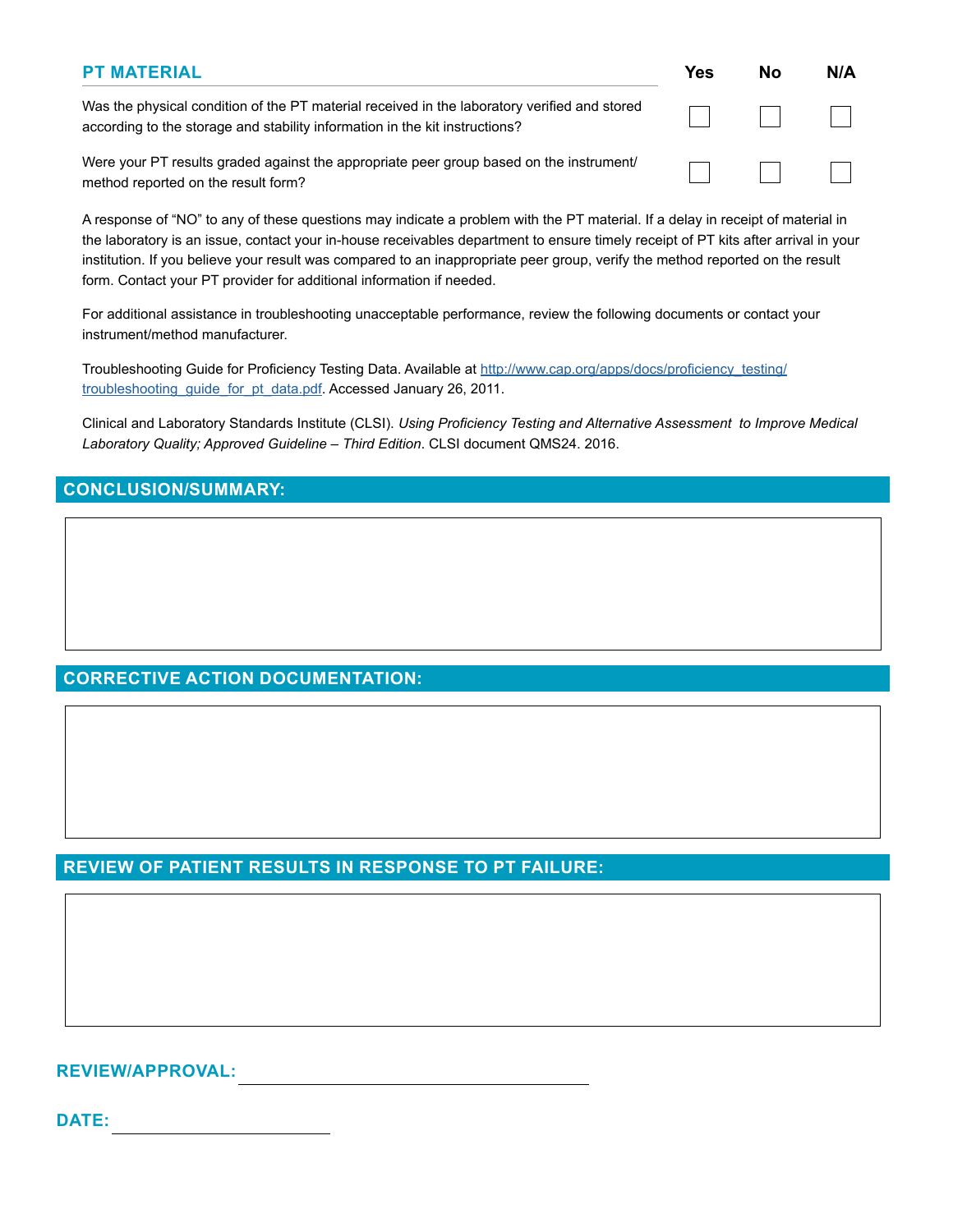## PT MATERIAL

| PT MATERIAL | Yes | No | N/A |
|---|---|---|---|
| Was the physical condition of the PT material received in the laboratory verified and stored according to the storage and stability information in the kit instructions? | ☐ | ☐ | ☐ |
| Were your PT results graded against the appropriate peer group based on the instrument/method reported on the result form? | ☐ | ☐ | ☐ |

A response of "NO" to any of these questions may indicate a problem with the PT material. If a delay in receipt of material in the laboratory is an issue, contact your in-house receivables department to ensure timely receipt of PT kits after arrival in your institution. If you believe your result was compared to an inappropriate peer group, verify the method reported on the result form. Contact your PT provider for additional information if needed.

For additional assistance in troubleshooting unacceptable performance, review the following documents or contact your instrument/method manufacturer.

Troubleshooting Guide for Proficiency Testing Data. Available at http://www.cap.org/apps/docs/proficiency_testing/troubleshooting_guide_for_pt_data.pdf. Accessed January 26, 2011.

Clinical and Laboratory Standards Institute (CLSI). *Using Proficiency Testing and Alternative Assessment to Improve Medical Laboratory Quality; Approved Guideline – Third Edition*. CLSI document QMS24. 2016.

## CONCLUSION/SUMMARY:

## CORRECTIVE ACTION DOCUMENTATION:

## REVIEW OF PATIENT RESULTS IN RESPONSE TO PT FAILURE:

**REVIEW/APPROVAL:** ______________________________

**DATE:** ____________________